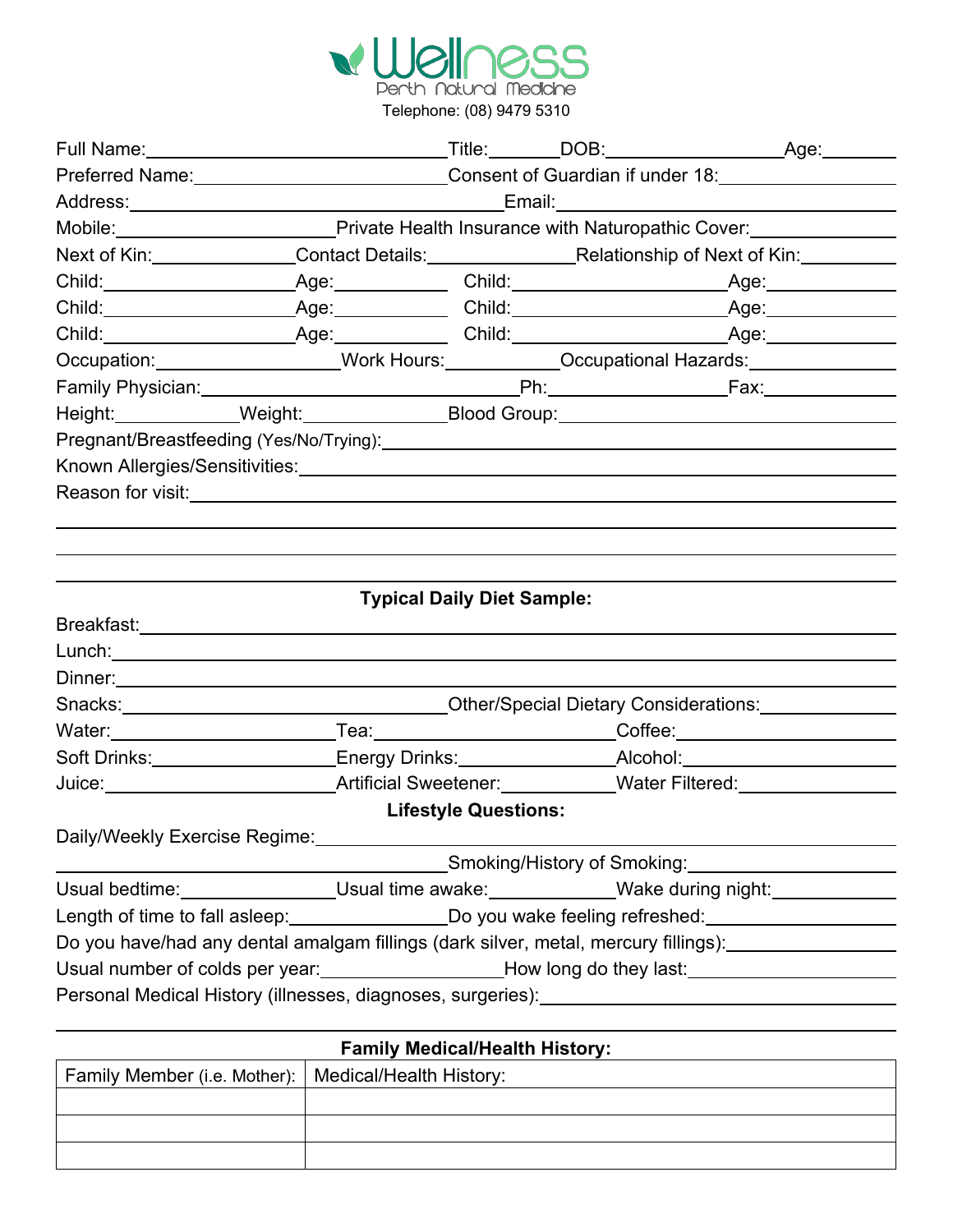# Wellness

Perth Natural Medicine

Telephone: (08) 9479 5310

Full Name: ______________________ Title: ______ DOB: ______________ Age: ______

Preferred Name: ______________________ Consent of Guardian if under 18: ______________

Address: ______________________________ Email: ______________________________

Mobile: ________________ Private Health Insurance with Naturopathic Cover: ____________

Next of Kin: ____________ Contact Details: ____________ Relationship of Next of Kin: ________

Child: ______________ Age: ________ Child: ______________ Age: ________

Child: ______________ Age: ________ Child: ______________ Age: ________

Child: ______________ Age: ________ Child: ______________ Age: ________

Occupation: ______________ Work Hours: __________ Occupational Hazards: ____________

Family Physician: ________________________ Ph: ______________ Fax: __________

Height: __________ Weight: ____________ Blood Group: ______________________

Pregnant/Breastfeeding (Yes/No/Trying): ______________________________________

Known Allergies/Sensitivities: ______________________________________________

Reason for visit: _________________________________________________________

_______________________________________________________________________

_______________________________________________________________________

_______________________________________________________________________

**Typical Daily Diet Sample:**

Breakfast: _______________________________________________________________

Lunch: __________________________________________________________________

Dinner: _________________________________________________________________

Snacks: ________________________ Other/Special Dietary Considerations: ____________

Water: ________________ Tea: ____________________ Coffee: ____________________

Soft Drinks: ____________ Energy Drinks: ____________ Alcohol: ____________________

Juice: ________________ Artificial Sweetener: __________ Water Filtered: ______________

**Lifestyle Questions:**

Daily/Weekly Exercise Regime: _______________________________________________

________________________________ Smoking/History of Smoking: ____________________

Usual bedtime: ____________ Usual time awake: __________ Wake during night: __________

Length of time to fall asleep: ____________ Do you wake feeling refreshed: ______________

Do you have/had any dental amalgam fillings (dark silver, metal, mercury fillings): ____________

Usual number of colds per year: ______________ How long do they last: ________________

Personal Medical History (illnesses, diagnoses, surgeries): ________________________________

_______________________________________________________________________

**Family Medical/Health History:**

| Family Member (i.e. Mother): | Medical/Health History: |
| --- | --- |
| | |
| | |
| | |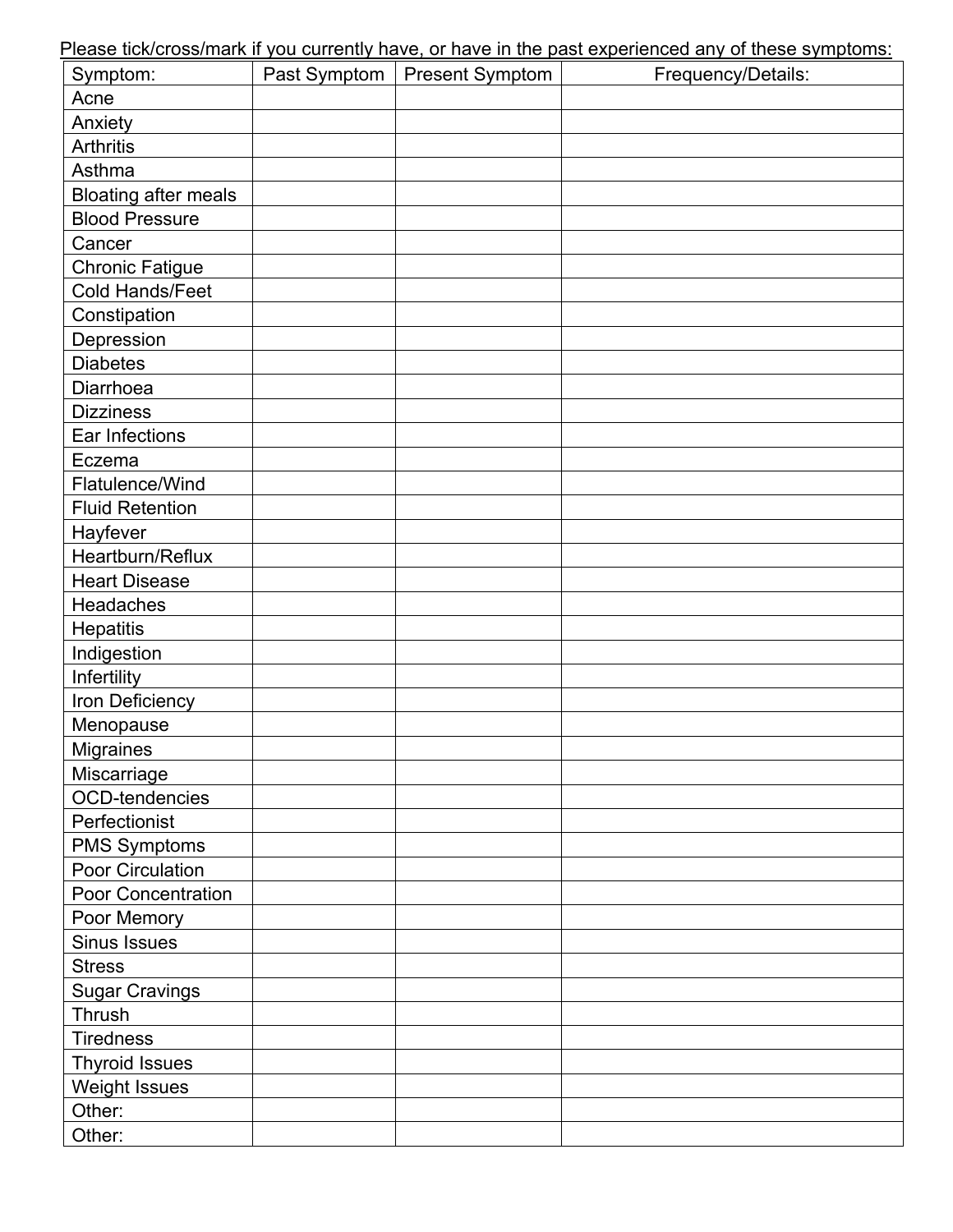Please tick/cross/mark if you currently have, or have in the past experienced any of these symptoms:

| Symptom: | Past Symptom | Present Symptom | Frequency/Details: |
|---|---|---|---|
| Acne | | | |
| Anxiety | | | |
| Arthritis | | | |
| Asthma | | | |
| Bloating after meals | | | |
| Blood Pressure | | | |
| Cancer | | | |
| Chronic Fatigue | | | |
| Cold Hands/Feet | | | |
| Constipation | | | |
| Depression | | | |
| Diabetes | | | |
| Diarrhoea | | | |
| Dizziness | | | |
| Ear Infections | | | |
| Eczema | | | |
| Flatulence/Wind | | | |
| Fluid Retention | | | |
| Hayfever | | | |
| Heartburn/Reflux | | | |
| Heart Disease | | | |
| Headaches | | | |
| Hepatitis | | | |
| Indigestion | | | |
| Infertility | | | |
| Iron Deficiency | | | |
| Menopause | | | |
| Migraines | | | |
| Miscarriage | | | |
| OCD-tendencies | | | |
| Perfectionist | | | |
| PMS Symptoms | | | |
| Poor Circulation | | | |
| Poor Concentration | | | |
| Poor Memory | | | |
| Sinus Issues | | | |
| Stress | | | |
| Sugar Cravings | | | |
| Thrush | | | |
| Tiredness | | | |
| Thyroid Issues | | | |
| Weight Issues | | | |
| Other: | | | |
| Other: | | | |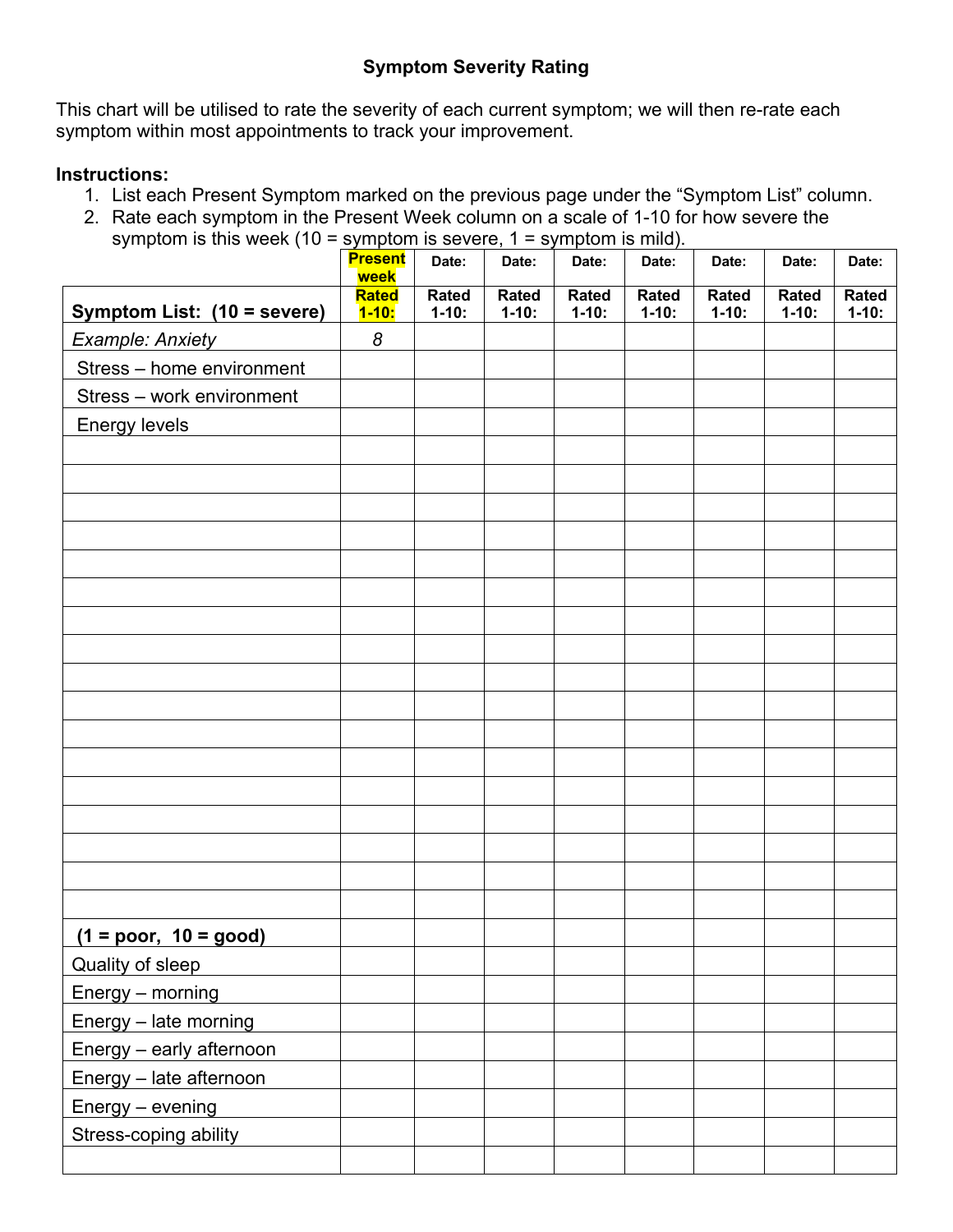## Symptom Severity Rating

This chart will be utilised to rate the severity of each current symptom; we will then re-rate each symptom within most appointments to track your improvement.

**Instructions:**

1. List each Present Symptom marked on the previous page under the "Symptom List" column.
2. Rate each symptom in the Present Week column on a scale of 1-10 for how severe the symptom is this week (10 = symptom is severe, 1 = symptom is mild).

| | **Present week** | **Date:** | **Date:** | **Date:** | **Date:** | **Date:** | **Date:** | **Date:** |
|---|---|---|---|---|---|---|---|---|
| **Symptom List: (10 = severe)** | **Rated 1-10:** | **Rated 1-10:** | **Rated 1-10:** | **Rated 1-10:** | **Rated 1-10:** | **Rated 1-10:** | **Rated 1-10:** | **Rated 1-10:** |
| *Example: Anxiety* | *8* | | | | | | | |
| Stress – home environment | | | | | | | | |
| Stress – work environment | | | | | | | | |
| Energy levels | | | | | | | | |
| | | | | | | | | |
| | | | | | | | | |
| | | | | | | | | |
| | | | | | | | | |
| | | | | | | | | |
| | | | | | | | | |
| | | | | | | | | |
| | | | | | | | | |
| | | | | | | | | |
| | | | | | | | | |
| | | | | | | | | |
| | | | | | | | | |
| | | | | | | | | |
| | | | | | | | | |
| | | | | | | | | |
| | | | | | | | | |
| | | | | | | | | |
| **(1 = poor, 10 = good)** | | | | | | | | |
| Quality of sleep | | | | | | | | |
| Energy – morning | | | | | | | | |
| Energy – late morning | | | | | | | | |
| Energy – early afternoon | | | | | | | | |
| Energy – late afternoon | | | | | | | | |
| Energy – evening | | | | | | | | |
| Stress-coping ability | | | | | | | | |
| | | | | | | | | |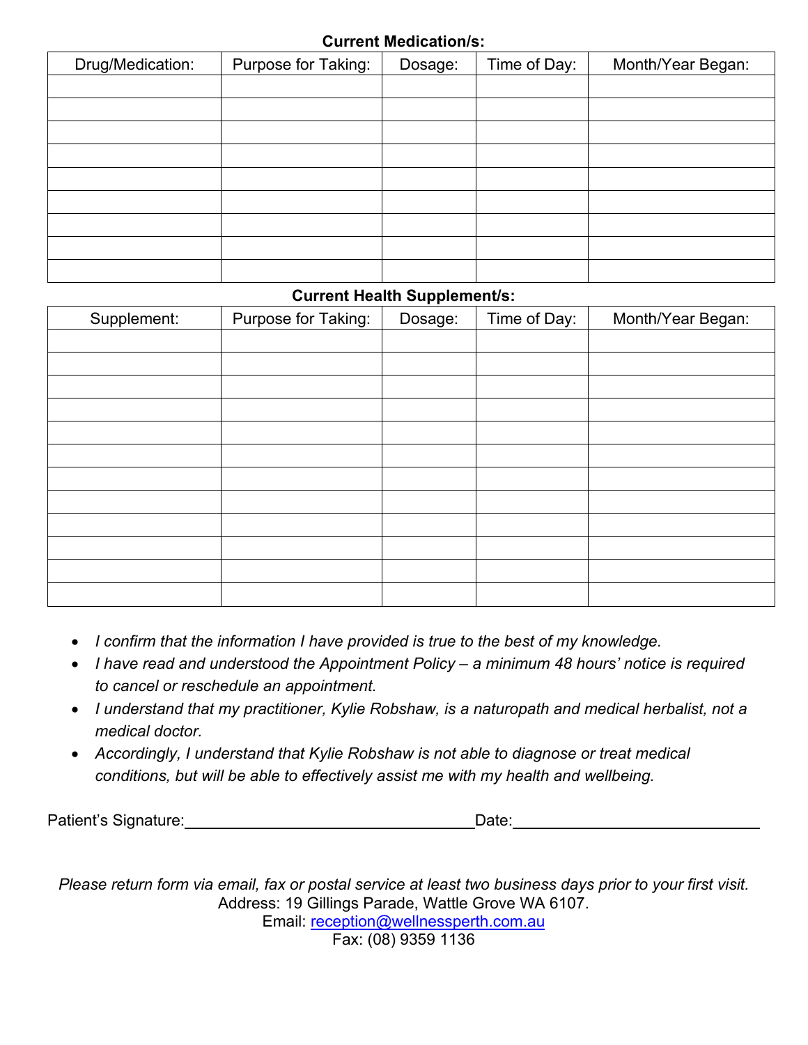**Current Medication/s:**

| Drug/Medication: | Purpose for Taking: | Dosage: | Time of Day: | Month/Year Began: |
|---|---|---|---|---|
| | | | | |
| | | | | |
| | | | | |
| | | | | |
| | | | | |
| | | | | |
| | | | | |
| | | | | |
| | | | | |

**Current Health Supplement/s:**

| Supplement: | Purpose for Taking: | Dosage: | Time of Day: | Month/Year Began: |
|---|---|---|---|---|
| | | | | |
| | | | | |
| | | | | |
| | | | | |
| | | | | |
| | | | | |
| | | | | |
| | | | | |
| | | | | |
| | | | | |
| | | | | |
| | | | | |

- *I confirm that the information I have provided is true to the best of my knowledge.*
- *I have read and understood the Appointment Policy – a minimum 48 hours' notice is required to cancel or reschedule an appointment.*
- *I understand that my practitioner, Kylie Robshaw, is a naturopath and medical herbalist, not a medical doctor.*
- *Accordingly, I understand that Kylie Robshaw is not able to diagnose or treat medical conditions, but will be able to effectively assist me with my health and wellbeing.*

Patient's Signature:________________________________ Date:____________________________

*Please return form via email, fax or postal service at least two business days prior to your first visit.*

Address: 19 Gillings Parade, Wattle Grove WA 6107.

Email: reception@wellnessperth.com.au

Fax: (08) 9359 1136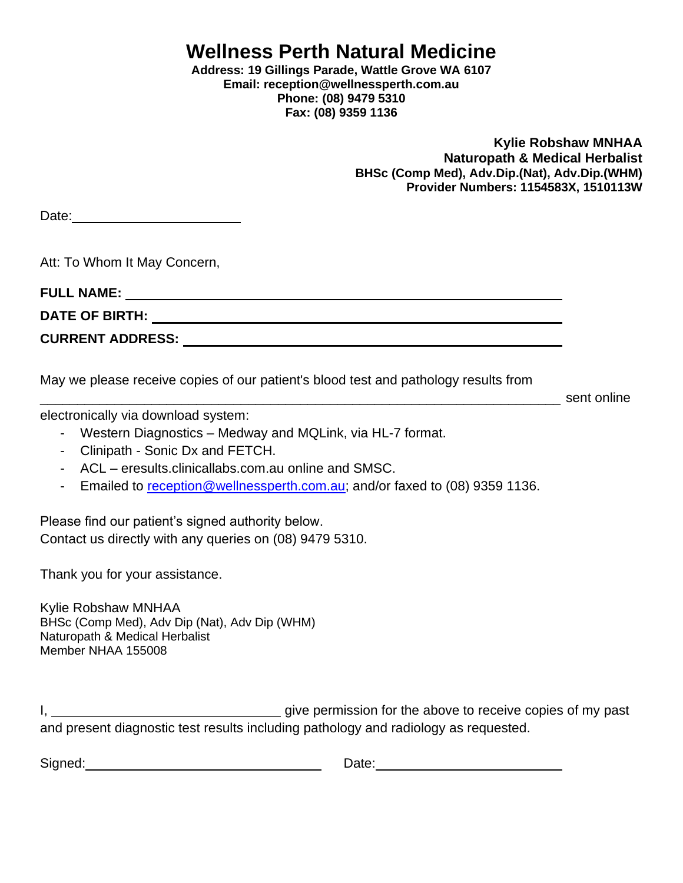# Wellness Perth Natural Medicine

**Address: 19 Gillings Parade, Wattle Grove WA 6107**
**Email: reception@wellnessperth.com.au**
**Phone: (08) 9479 5310**
**Fax: (08) 9359 1136**

**Kylie Robshaw MNHAA**
**Naturopath & Medical Herbalist**
**BHSc (Comp Med), Adv.Dip.(Nat), Adv.Dip.(WHM)**
**Provider Numbers: 1154583X, 1510113W**

Date:\_\_\_\_\_\_\_\_\_\_\_\_\_\_\_\_\_\_\_\_\_\_

Att: To Whom It May Concern,

**FULL NAME:** \_\_\_\_\_\_\_\_\_\_\_\_\_\_\_\_\_\_\_\_\_\_\_\_\_\_\_\_\_\_\_\_\_\_\_\_\_\_\_\_\_\_\_\_\_\_\_\_

**DATE OF BIRTH:** \_\_\_\_\_\_\_\_\_\_\_\_\_\_\_\_\_\_\_\_\_\_\_\_\_\_\_\_\_\_\_\_\_\_\_\_\_\_\_\_\_\_\_\_\_\_\_\_

**CURRENT ADDRESS:** \_\_\_\_\_\_\_\_\_\_\_\_\_\_\_\_\_\_\_\_\_\_\_\_\_\_\_\_\_\_\_\_\_\_\_\_\_\_\_\_\_\_\_\_\_\_\_\_

May we please receive copies of our patient's blood test and pathology results from \_\_\_\_\_\_\_\_\_\_\_\_\_\_\_\_\_\_\_\_\_\_\_\_\_\_\_\_\_\_\_\_\_\_\_\_\_\_\_\_\_\_\_\_\_\_\_\_\_\_\_\_\_\_\_\_\_\_\_\_\_\_\_\_ sent online electronically via download system:

- Western Diagnostics – Medway and MQLink, via HL-7 format.
- Clinipath - Sonic Dx and FETCH.
- ACL – eresults.clinicallabs.com.au online and SMSC.
- Emailed to reception@wellnessperth.com.au; and/or faxed to (08) 9359 1136.

Please find our patient's signed authority below.
Contact us directly with any queries on (08) 9479 5310.

Thank you for your assistance.

Kylie Robshaw MNHAA
BHSc (Comp Med), Adv Dip (Nat), Adv Dip (WHM)
Naturopath & Medical Herbalist
Member NHAA 155008

I, \_\_\_\_\_\_\_\_\_\_\_\_\_\_\_\_\_\_\_\_\_\_\_\_\_\_\_\_\_\_ give permission for the above to receive copies of my past and present diagnostic test results including pathology and radiology as requested.

Signed:\_\_\_\_\_\_\_\_\_\_\_\_\_\_\_\_\_\_\_\_\_\_\_\_\_\_\_\_\_\_ Date:\_\_\_\_\_\_\_\_\_\_\_\_\_\_\_\_\_\_\_\_\_\_\_\_